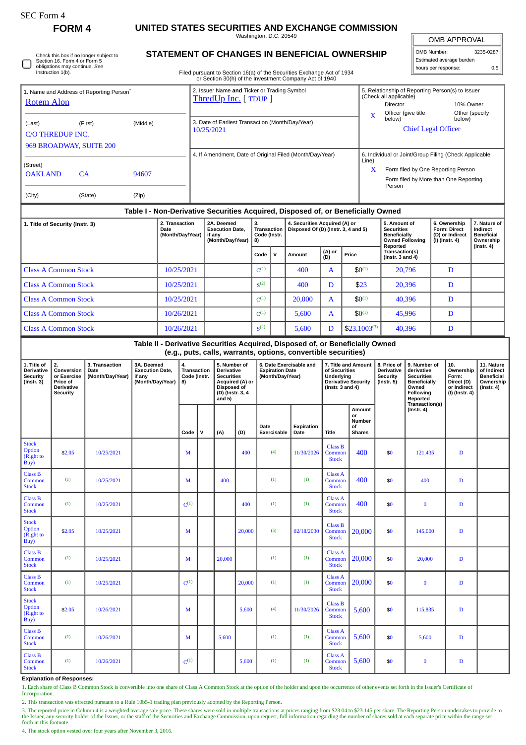SEC Form 4

**FORM 4**

# UNITED STATES SECURITIES AND EXCHANGE COMMISSION

Washington, D.C. 20549

## STATEMENT OF CHANGES IN BENEFICIAL OWNERSHIP

Filed pursuant to Section 16(a) of the Securities Exchange Act of 1934
or Section 30(h) of the Investment Company Act of 1940

| OMB APPROVAL | |
|---|---|
| OMB Number: | 3235-0287 |
| Estimated average burden | |
| hours per response: | 0.5 |

☐ Check this box if no longer subject to Section 16. Form 4 or Form 5 obligations may continue. *See* Instruction 1(b).

1. Name and Address of Reporting Person*
Rotem Alon

(Last) (First) (Middle)
C/O THREDUP INC.
969 BROADWAY, SUITE 200

(Street)
OAKLAND CA 94607

(City) (State) (Zip)

2. Issuer Name **and** Ticker or Trading Symbol
ThredUp Inc. [ TDUP ]

3. Date of Earliest Transaction (Month/Day/Year)
10/25/2021

4. If Amendment, Date of Original Filed (Month/Day/Year)

5. Relationship of Reporting Person(s) to Issuer (Check all applicable)
Director
10% Owner
X Officer (give title below)
Other (specify below)
Chief Legal Officer

6. Individual or Joint/Group Filing (Check Applicable Line)
X Form filed by One Reporting Person
Form filed by More than One Reporting Person

### Table I - Non-Derivative Securities Acquired, Disposed of, or Beneficially Owned

| 1. Title of Security (Instr. 3) | 2. Transaction Date (Month/Day/Year) | 2A. Deemed Execution Date, if any (Month/Day/Year) | 3. Transaction Code (Instr. 8) | | 4. Securities Acquired (A) or Disposed Of (D) (Instr. 3, 4 and 5) | | | 5. Amount of Securities Beneficially Owned Following Reported Transaction(s) (Instr. 3 and 4) | 6. Ownership Form: Direct (D) or Indirect (I) (Instr. 4) | 7. Nature of Indirect Beneficial Ownership (Instr. 4) |
|---|---|---|---|---|---|---|---|---|---|---|
| | | | Code | V | Amount | (A) or (D) | Price | | | |
| Class A Common Stock | 10/25/2021 | | C(1) | | 400 | A | $0(1) | 20,796 | D | |
| Class A Common Stock | 10/25/2021 | | S(2) | | 400 | D | $23 | 20,396 | D | |
| Class A Common Stock | 10/25/2021 | | C(1) | | 20,000 | A | $0(1) | 40,396 | D | |
| Class A Common Stock | 10/26/2021 | | C(1) | | 5,600 | A | $0(1) | 45,996 | D | |
| Class A Common Stock | 10/26/2021 | | S(2) | | 5,600 | D | $23.1003(3) | 40,396 | D | |

### Table II - Derivative Securities Acquired, Disposed of, or Beneficially Owned (e.g., puts, calls, warrants, options, convertible securities)

| 1. Title of Derivative Security (Instr. 3) | 2. Conversion or Exercise Price of Derivative Security | 3. Transaction Date (Month/Day/Year) | 3A. Deemed Execution Date, if any (Month/Day/Year) | 4. Transaction Code (Instr. 8) | | 5. Number of Derivative Securities Acquired (A) or Disposed of (D) (Instr. 3, 4 and 5) | | 6. Date Exercisable and Expiration Date (Month/Day/Year) | | 7. Title and Amount of Securities Underlying Derivative Security (Instr. 3 and 4) | | 8. Price of Derivative Security (Instr. 5) | 9. Number of derivative Securities Beneficially Owned Following Reported Transaction(s) (Instr. 4) | 10. Ownership Form: Direct (D) or Indirect (I) (Instr. 4) | 11. Nature of Indirect Beneficial Ownership (Instr. 4) |
|---|---|---|---|---|---|---|---|---|---|---|---|---|---|---|---|
| | | | | Code | V | (A) | (D) | Date Exercisable | Expiration Date | Title | Amount or Number of Shares | | | | |
| Stock Option (Right to Buy) | $2.05 | 10/25/2021 | | M | | | 400 | (4) | 11/30/2026 | Class B Common Stock | 400 | $0 | 121,435 | D | |
| Class B Common Stock | (1) | 10/25/2021 | | M | | 400 | | (1) | (1) | Class A Common Stock | 400 | $0 | 400 | D | |
| Class B Common Stock | (1) | 10/25/2021 | | C(1) | | | 400 | (1) | (1) | Class A Common Stock | 400 | $0 | 0 | D | |
| Stock Option (Right to Buy) | $2.05 | 10/25/2021 | | M | | | 20,000 | (5) | 02/18/2030 | Class B Common Stock | 20,000 | $0 | 145,000 | D | |
| Class B Common Stock | (1) | 10/25/2021 | | M | | 20,000 | | (1) | (1) | Class A Common Stock | 20,000 | $0 | 20,000 | D | |
| Class B Common Stock | (1) | 10/25/2021 | | C(1) | | | 20,000 | (1) | (1) | Class A Common Stock | 20,000 | $0 | 0 | D | |
| Stock Option (Right to Buy) | $2.05 | 10/26/2021 | | M | | | 5,600 | (4) | 11/30/2026 | Class B Common Stock | 5,600 | $0 | 115,835 | D | |
| Class B Common Stock | (1) | 10/26/2021 | | M | | 5,600 | | (1) | (1) | Class A Common Stock | 5,600 | $0 | 5,600 | D | |
| Class B Common Stock | (1) | 10/26/2021 | | C(1) | | | 5,600 | (1) | (1) | Class A Common Stock | 5,600 | $0 | 0 | D | |

**Explanation of Responses:**

1. Each share of Class B Common Stock is convertible into one share of Class A Common Stock at the option of the holder and upon the occurrence of other events set forth in the Issuer's Certificate of Incorporation.

2. This transaction was effected pursuant to a Rule 10b5-1 trading plan previously adopted by the Reporting Person.

3. The reported price in Column 4 is a weighted average sale price. These shares were sold in multiple transactions at prices ranging from $23.04 to $23.145 per share. The Reporting Person undertakes to provide to the Issuer, any security holder of the Issuer, or the staff of the Securities and Exchange Commission, upon request, full information regarding the number of shares sold at each separate price within the range set forth in this footnote.

4. The stock option vested over four years after November 3, 2016.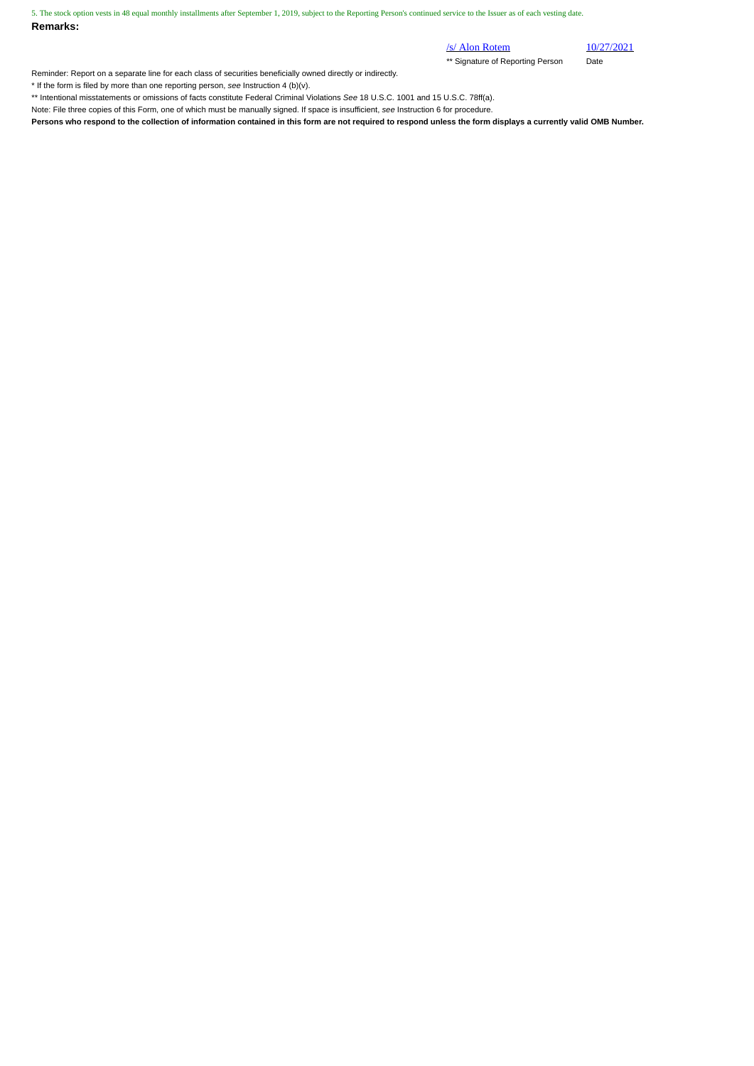5. The stock option vests in 48 equal monthly installments after September 1, 2019, subject to the Reporting Person's continued service to the Issuer as of each vesting date.

**Remarks:**

| | |
|---|---|
| /s/ Alon Rotem | 10/27/2021 |
| ** Signature of Reporting Person | Date |

Reminder: Report on a separate line for each class of securities beneficially owned directly or indirectly.

* If the form is filed by more than one reporting person, *see* Instruction 4 (b)(v).

** Intentional misstatements or omissions of facts constitute Federal Criminal Violations *See* 18 U.S.C. 1001 and 15 U.S.C. 78ff(a).

Note: File three copies of this Form, one of which must be manually signed. If space is insufficient, *see* Instruction 6 for procedure.

**Persons who respond to the collection of information contained in this form are not required to respond unless the form displays a currently valid OMB Number.**